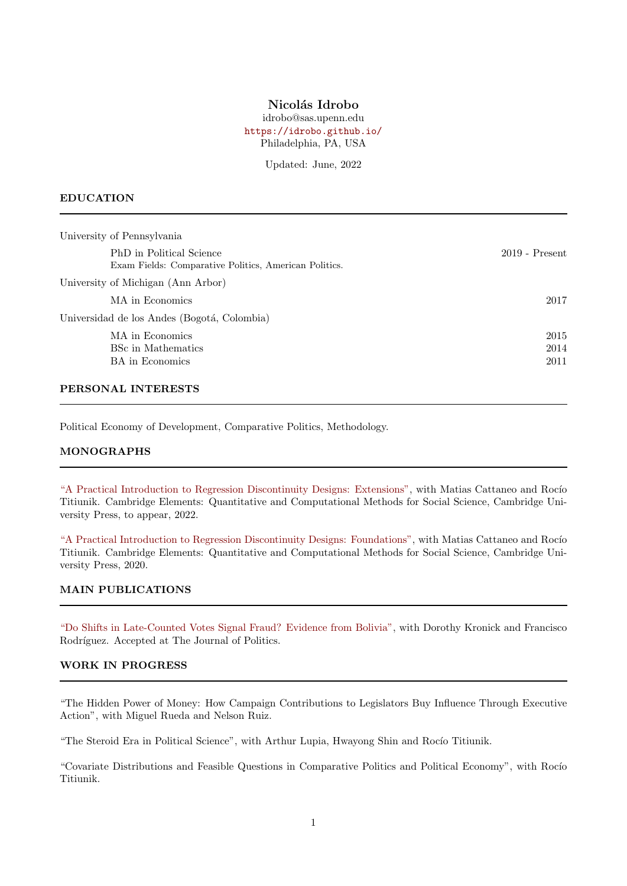# Nicolás Idrobo

idrobo@sas.upenn.edu
https://idrobo.github.io/
Philadelphia, PA, USA

Updated: June, 2022

## EDUCATION

University of Pennsylvania

- PhD in Political Science — 2019 - Present
  Exam Fields: Comparative Politics, American Politics.

University of Michigan (Ann Arbor)

- MA in Economics — 2017

Universidad de los Andes (Bogotá, Colombia)

- MA in Economics — 2015
- BSc in Mathematics — 2014
- BA in Economics — 2011

## PERSONAL INTERESTS

Political Economy of Development, Comparative Politics, Methodology.

## MONOGRAPHS

"A Practical Introduction to Regression Discontinuity Designs: Extensions", with Matias Cattaneo and Rocío Titiunik. Cambridge Elements: Quantitative and Computational Methods for Social Science, Cambridge University Press, to appear, 2022.

"A Practical Introduction to Regression Discontinuity Designs: Foundations", with Matias Cattaneo and Rocío Titiunik. Cambridge Elements: Quantitative and Computational Methods for Social Science, Cambridge University Press, 2020.

## MAIN PUBLICATIONS

"Do Shifts in Late-Counted Votes Signal Fraud? Evidence from Bolivia", with Dorothy Kronick and Francisco Rodríguez. Accepted at The Journal of Politics.

## WORK IN PROGRESS

"The Hidden Power of Money: How Campaign Contributions to Legislators Buy Influence Through Executive Action", with Miguel Rueda and Nelson Ruiz.

"The Steroid Era in Political Science", with Arthur Lupia, Hwayong Shin and Rocío Titiunik.

"Covariate Distributions and Feasible Questions in Comparative Politics and Political Economy", with Rocío Titiunik.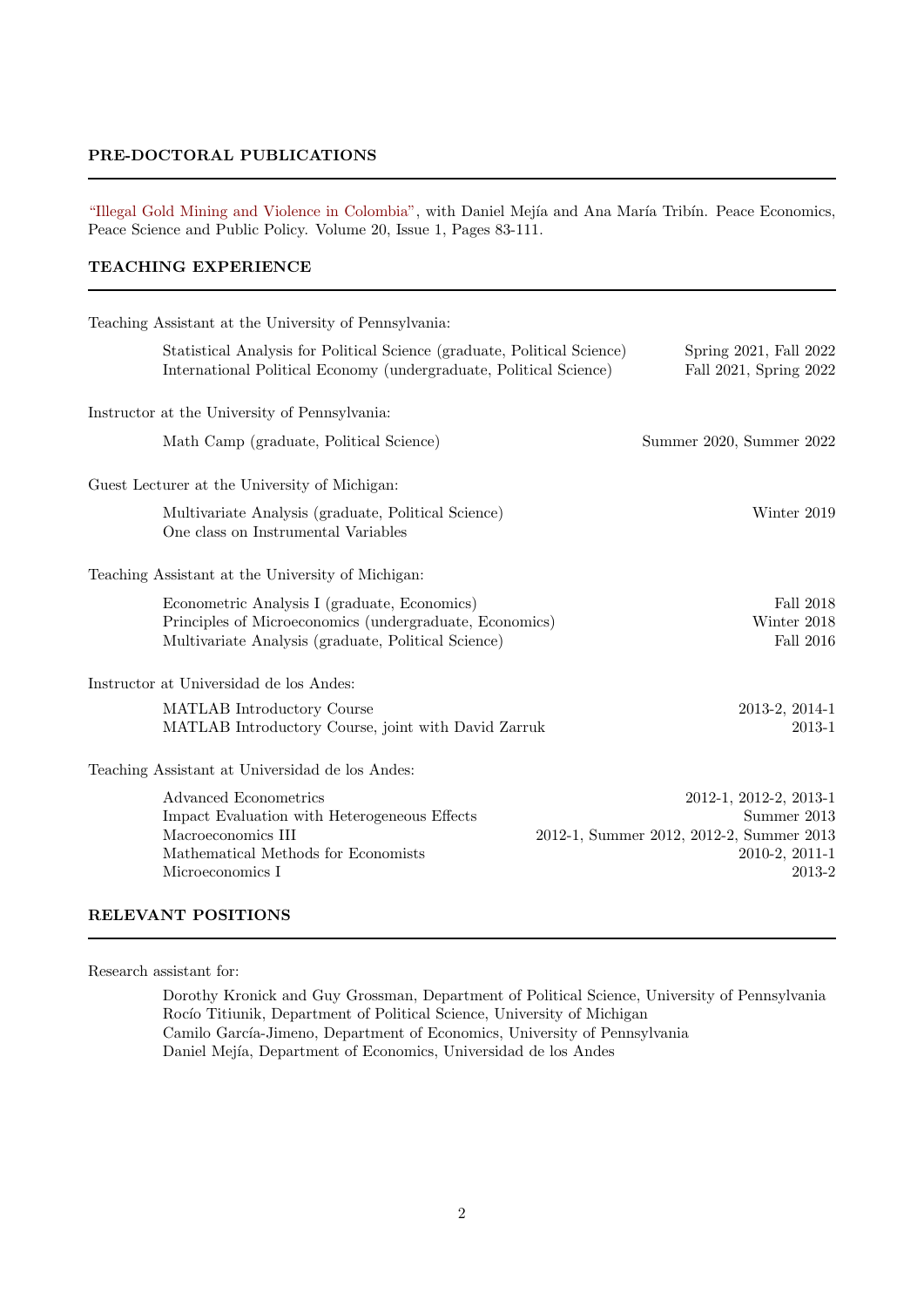## PRE-DOCTORAL PUBLICATIONS

"Illegal Gold Mining and Violence in Colombia", with Daniel Mejía and Ana María Tribín. Peace Economics, Peace Science and Public Policy. Volume 20, Issue 1, Pages 83-111.

## TEACHING EXPERIENCE

Teaching Assistant at the University of Pennsylvania:

| | |
|---|---|
| Statistical Analysis for Political Science (graduate, Political Science) | Spring 2021, Fall 2022 |
| International Political Economy (undergraduate, Political Science) | Fall 2021, Spring 2022 |

Instructor at the University of Pennsylvania:

| | |
|---|---|
| Math Camp (graduate, Political Science) | Summer 2020, Summer 2022 |

Guest Lecturer at the University of Michigan:

| | |
|---|---|
| Multivariate Analysis (graduate, Political Science)<br>One class on Instrumental Variables | Winter 2019 |

Teaching Assistant at the University of Michigan:

| | |
|---|---|
| Econometric Analysis I (graduate, Economics) | Fall 2018 |
| Principles of Microeconomics (undergraduate, Economics) | Winter 2018 |
| Multivariate Analysis (graduate, Political Science) | Fall 2016 |

Instructor at Universidad de los Andes:

| | |
|---|---|
| MATLAB Introductory Course | 2013-2, 2014-1 |
| MATLAB Introductory Course, joint with David Zarruk | 2013-1 |

Teaching Assistant at Universidad de los Andes:

| | |
|---|---|
| Advanced Econometrics | 2012-1, 2012-2, 2013-1 |
| Impact Evaluation with Heterogeneous Effects | Summer 2013 |
| Macroeconomics III | 2012-1, Summer 2012, 2012-2, Summer 2013 |
| Mathematical Methods for Economists | 2010-2, 2011-1 |
| Microeconomics I | 2013-2 |

## RELEVANT POSITIONS

Research assistant for:

- Dorothy Kronick and Guy Grossman, Department of Political Science, University of Pennsylvania
- Rocío Titiunik, Department of Political Science, University of Michigan
- Camilo García-Jimeno, Department of Economics, University of Pennsylvania
- Daniel Mejía, Department of Economics, Universidad de los Andes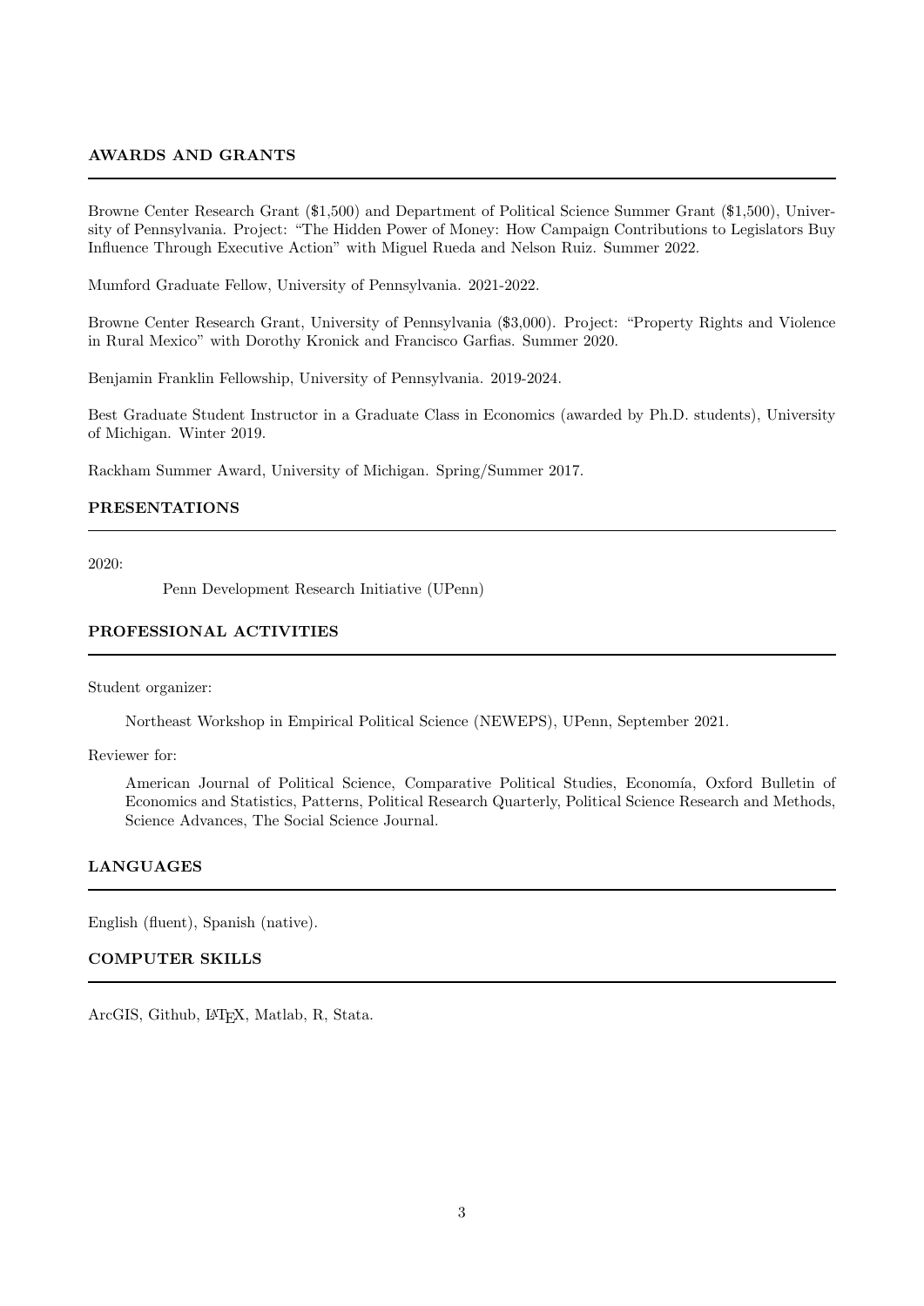## AWARDS AND GRANTS

Browne Center Research Grant ($1,500) and Department of Political Science Summer Grant ($1,500), University of Pennsylvania. Project: "The Hidden Power of Money: How Campaign Contributions to Legislators Buy Influence Through Executive Action" with Miguel Rueda and Nelson Ruiz. Summer 2022.

Mumford Graduate Fellow, University of Pennsylvania. 2021-2022.

Browne Center Research Grant, University of Pennsylvania ($3,000). Project: "Property Rights and Violence in Rural Mexico" with Dorothy Kronick and Francisco Garfias. Summer 2020.

Benjamin Franklin Fellowship, University of Pennsylvania. 2019-2024.

Best Graduate Student Instructor in a Graduate Class in Economics (awarded by Ph.D. students), University of Michigan. Winter 2019.

Rackham Summer Award, University of Michigan. Spring/Summer 2017.

## PRESENTATIONS

2020:

Penn Development Research Initiative (UPenn)

## PROFESSIONAL ACTIVITIES

Student organizer:

Northeast Workshop in Empirical Political Science (NEWEPS), UPenn, September 2021.

Reviewer for:

American Journal of Political Science, Comparative Political Studies, Economía, Oxford Bulletin of Economics and Statistics, Patterns, Political Research Quarterly, Political Science Research and Methods, Science Advances, The Social Science Journal.

## LANGUAGES

English (fluent), Spanish (native).

## COMPUTER SKILLS

ArcGIS, Github, LaTeX, Matlab, R, Stata.